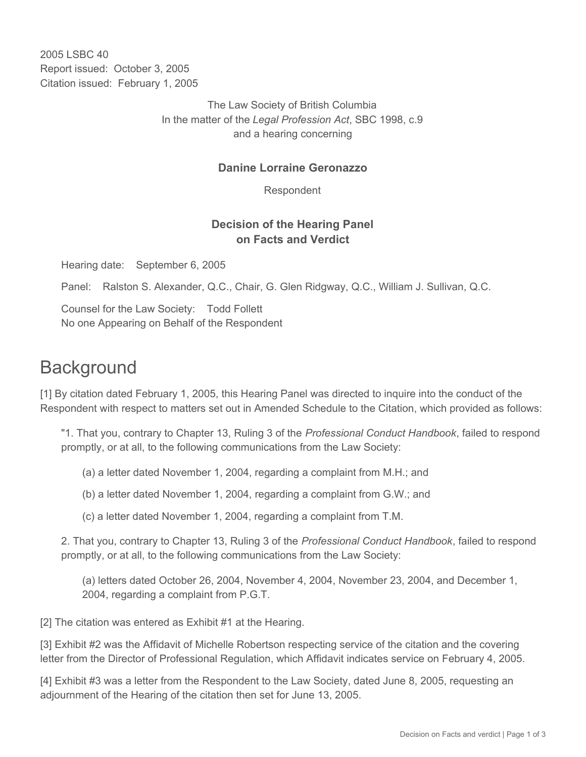2005 LSBC 40
Report issued: October 3, 2005
Citation issued: February 1, 2005

The Law Society of British Columbia
In the matter of the *Legal Profession Act*, SBC 1998, c.9
and a hearing concerning

**Danine Lorraine Geronazzo**

Respondent

**Decision of the Hearing Panel**
**on Facts and Verdict**

Hearing date: September 6, 2005

Panel: Ralston S. Alexander, Q.C., Chair, G. Glen Ridgway, Q.C., William J. Sullivan, Q.C.

Counsel for the Law Society: Todd Follett
No one Appearing on Behalf of the Respondent

# Background

[1] By citation dated February 1, 2005, this Hearing Panel was directed to inquire into the conduct of the Respondent with respect to matters set out in Amended Schedule to the Citation, which provided as follows:

> "1. That you, contrary to Chapter 13, Ruling 3 of the *Professional Conduct Handbook*, failed to respond promptly, or at all, to the following communications from the Law Society:
>
> (a) a letter dated November 1, 2004, regarding a complaint from M.H.; and
>
> (b) a letter dated November 1, 2004, regarding a complaint from G.W.; and
>
> (c) a letter dated November 1, 2004, regarding a complaint from T.M.
>
> 2. That you, contrary to Chapter 13, Ruling 3 of the *Professional Conduct Handbook*, failed to respond promptly, or at all, to the following communications from the Law Society:
>
> (a) letters dated October 26, 2004, November 4, 2004, November 23, 2004, and December 1, 2004, regarding a complaint from P.G.T.

[2] The citation was entered as Exhibit #1 at the Hearing.

[3] Exhibit #2 was the Affidavit of Michelle Robertson respecting service of the citation and the covering letter from the Director of Professional Regulation, which Affidavit indicates service on February 4, 2005.

[4] Exhibit #3 was a letter from the Respondent to the Law Society, dated June 8, 2005, requesting an adjournment of the Hearing of the citation then set for June 13, 2005.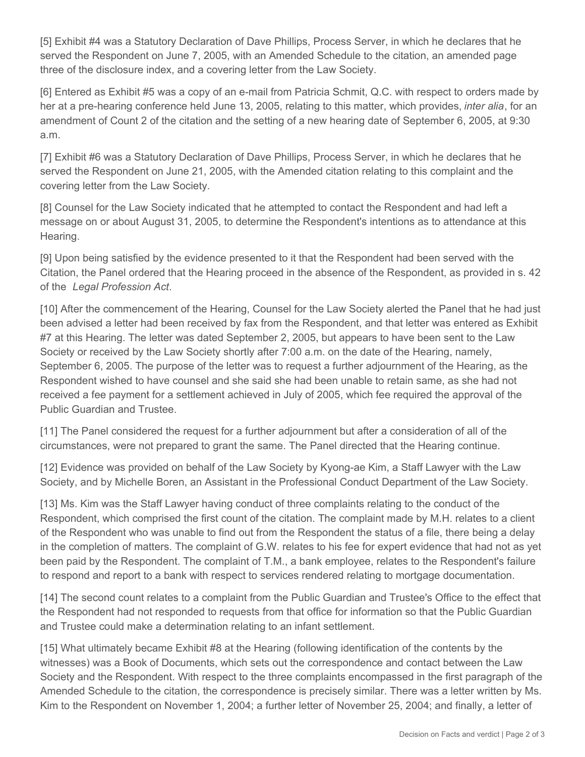[5] Exhibit #4 was a Statutory Declaration of Dave Phillips, Process Server, in which he declares that he served the Respondent on June 7, 2005, with an Amended Schedule to the citation, an amended page three of the disclosure index, and a covering letter from the Law Society.

[6] Entered as Exhibit #5 was a copy of an e-mail from Patricia Schmit, Q.C. with respect to orders made by her at a pre-hearing conference held June 13, 2005, relating to this matter, which provides, *inter alia*, for an amendment of Count 2 of the citation and the setting of a new hearing date of September 6, 2005, at 9:30 a.m.

[7] Exhibit #6 was a Statutory Declaration of Dave Phillips, Process Server, in which he declares that he served the Respondent on June 21, 2005, with the Amended citation relating to this complaint and the covering letter from the Law Society.

[8] Counsel for the Law Society indicated that he attempted to contact the Respondent and had left a message on or about August 31, 2005, to determine the Respondent's intentions as to attendance at this Hearing.

[9] Upon being satisfied by the evidence presented to it that the Respondent had been served with the Citation, the Panel ordered that the Hearing proceed in the absence of the Respondent, as provided in s. 42 of the *Legal Profession Act*.

[10] After the commencement of the Hearing, Counsel for the Law Society alerted the Panel that he had just been advised a letter had been received by fax from the Respondent, and that letter was entered as Exhibit #7 at this Hearing. The letter was dated September 2, 2005, but appears to have been sent to the Law Society or received by the Law Society shortly after 7:00 a.m. on the date of the Hearing, namely, September 6, 2005. The purpose of the letter was to request a further adjournment of the Hearing, as the Respondent wished to have counsel and she said she had been unable to retain same, as she had not received a fee payment for a settlement achieved in July of 2005, which fee required the approval of the Public Guardian and Trustee.

[11] The Panel considered the request for a further adjournment but after a consideration of all of the circumstances, were not prepared to grant the same. The Panel directed that the Hearing continue.

[12] Evidence was provided on behalf of the Law Society by Kyong-ae Kim, a Staff Lawyer with the Law Society, and by Michelle Boren, an Assistant in the Professional Conduct Department of the Law Society.

[13] Ms. Kim was the Staff Lawyer having conduct of three complaints relating to the conduct of the Respondent, which comprised the first count of the citation. The complaint made by M.H. relates to a client of the Respondent who was unable to find out from the Respondent the status of a file, there being a delay in the completion of matters. The complaint of G.W. relates to his fee for expert evidence that had not as yet been paid by the Respondent. The complaint of T.M., a bank employee, relates to the Respondent's failure to respond and report to a bank with respect to services rendered relating to mortgage documentation.

[14] The second count relates to a complaint from the Public Guardian and Trustee's Office to the effect that the Respondent had not responded to requests from that office for information so that the Public Guardian and Trustee could make a determination relating to an infant settlement.

[15] What ultimately became Exhibit #8 at the Hearing (following identification of the contents by the witnesses) was a Book of Documents, which sets out the correspondence and contact between the Law Society and the Respondent. With respect to the three complaints encompassed in the first paragraph of the Amended Schedule to the citation, the correspondence is precisely similar. There was a letter written by Ms. Kim to the Respondent on November 1, 2004; a further letter of November 25, 2004; and finally, a letter of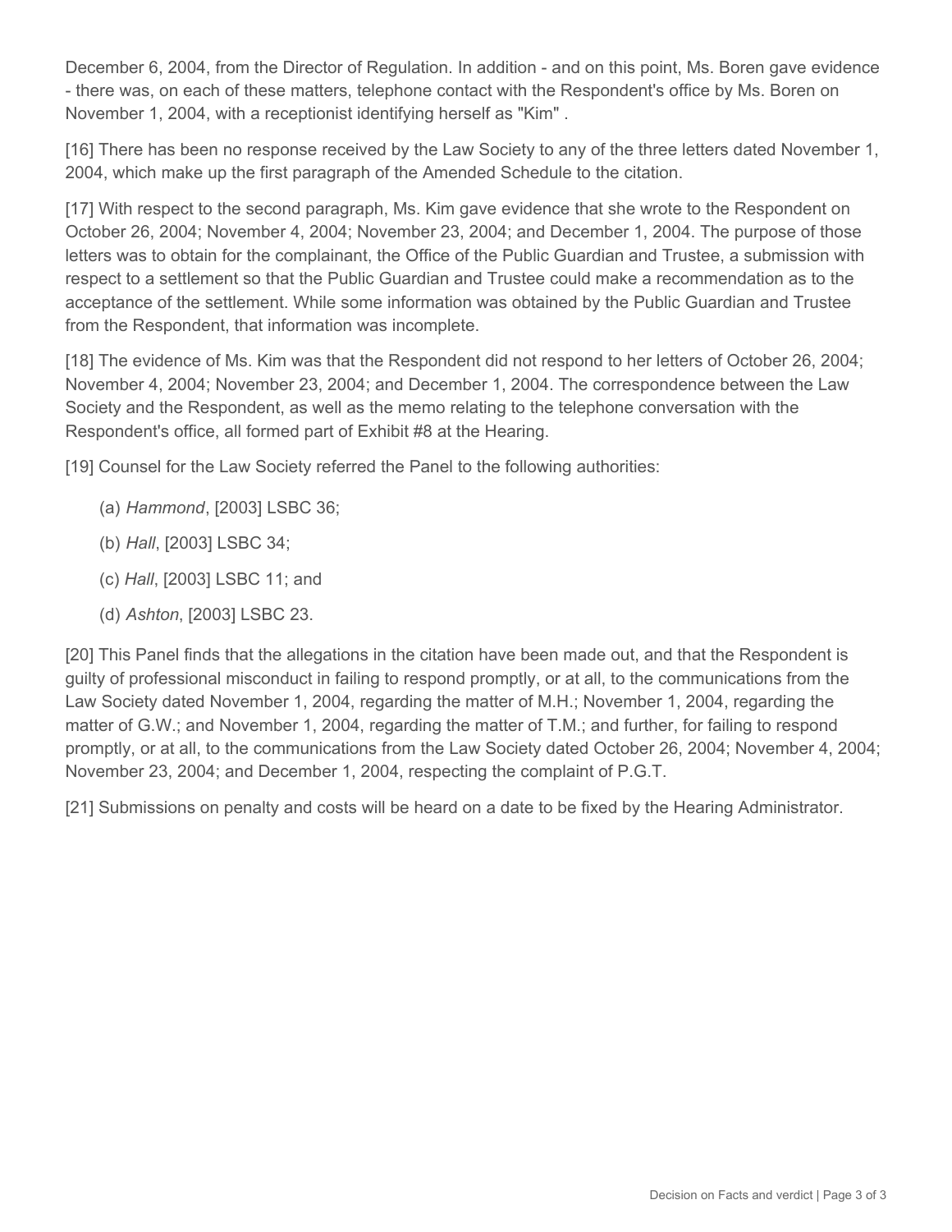December 6, 2004, from the Director of Regulation. In addition - and on this point, Ms. Boren gave evidence - there was, on each of these matters, telephone contact with the Respondent's office by Ms. Boren on November 1, 2004, with a receptionist identifying herself as "Kim" .

[16] There has been no response received by the Law Society to any of the three letters dated November 1, 2004, which make up the first paragraph of the Amended Schedule to the citation.

[17] With respect to the second paragraph, Ms. Kim gave evidence that she wrote to the Respondent on October 26, 2004; November 4, 2004; November 23, 2004; and December 1, 2004. The purpose of those letters was to obtain for the complainant, the Office of the Public Guardian and Trustee, a submission with respect to a settlement so that the Public Guardian and Trustee could make a recommendation as to the acceptance of the settlement. While some information was obtained by the Public Guardian and Trustee from the Respondent, that information was incomplete.

[18] The evidence of Ms. Kim was that the Respondent did not respond to her letters of October 26, 2004; November 4, 2004; November 23, 2004; and December 1, 2004. The correspondence between the Law Society and the Respondent, as well as the memo relating to the telephone conversation with the Respondent's office, all formed part of Exhibit #8 at the Hearing.

[19] Counsel for the Law Society referred the Panel to the following authorities:

(a) *Hammond*, [2003] LSBC 36;

(b) *Hall*, [2003] LSBC 34;

(c) *Hall*, [2003] LSBC 11; and

(d) *Ashton*, [2003] LSBC 23.

[20] This Panel finds that the allegations in the citation have been made out, and that the Respondent is guilty of professional misconduct in failing to respond promptly, or at all, to the communications from the Law Society dated November 1, 2004, regarding the matter of M.H.; November 1, 2004, regarding the matter of G.W.; and November 1, 2004, regarding the matter of T.M.; and further, for failing to respond promptly, or at all, to the communications from the Law Society dated October 26, 2004; November 4, 2004; November 23, 2004; and December 1, 2004, respecting the complaint of P.G.T.

[21] Submissions on penalty and costs will be heard on a date to be fixed by the Hearing Administrator.